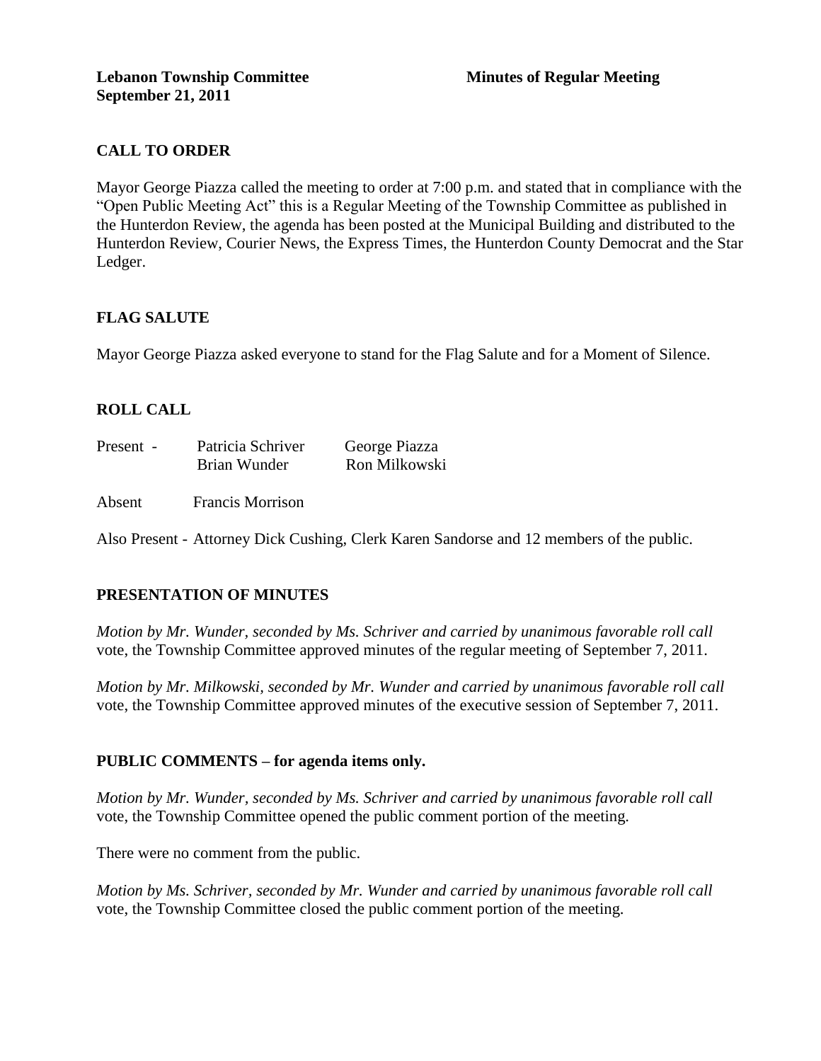**Lebanon Township Committee** **Minutes of Regular Meeting**
**September 21, 2011**

## CALL TO ORDER

Mayor George Piazza called the meeting to order at 7:00 p.m. and stated that in compliance with the "Open Public Meeting Act" this is a Regular Meeting of the Township Committee as published in the Hunterdon Review, the agenda has been posted at the Municipal Building and distributed to the Hunterdon Review, Courier News, the Express Times, the Hunterdon County Democrat and the Star Ledger.

## FLAG SALUTE

Mayor George Piazza asked everyone to stand for the Flag Salute and for a Moment of Silence.

## ROLL CALL

Present - Patricia Schriver George Piazza
Brian Wunder Ron Milkowski

Absent Francis Morrison

Also Present - Attorney Dick Cushing, Clerk Karen Sandorse and 12 members of the public.

## PRESENTATION OF MINUTES

*Motion by Mr. Wunder, seconded by Ms. Schriver and carried by unanimous favorable roll call* vote, the Township Committee approved minutes of the regular meeting of September 7, 2011.

*Motion by Mr. Milkowski, seconded by Mr. Wunder and carried by unanimous favorable roll call* vote, the Township Committee approved minutes of the executive session of September 7, 2011.

## PUBLIC COMMENTS – for agenda items only.

*Motion by Mr. Wunder, seconded by Ms. Schriver and carried by unanimous favorable roll call* vote, the Township Committee opened the public comment portion of the meeting.

There were no comment from the public.

*Motion by Ms. Schriver, seconded by Mr. Wunder and carried by unanimous favorable roll call* vote, the Township Committee closed the public comment portion of the meeting.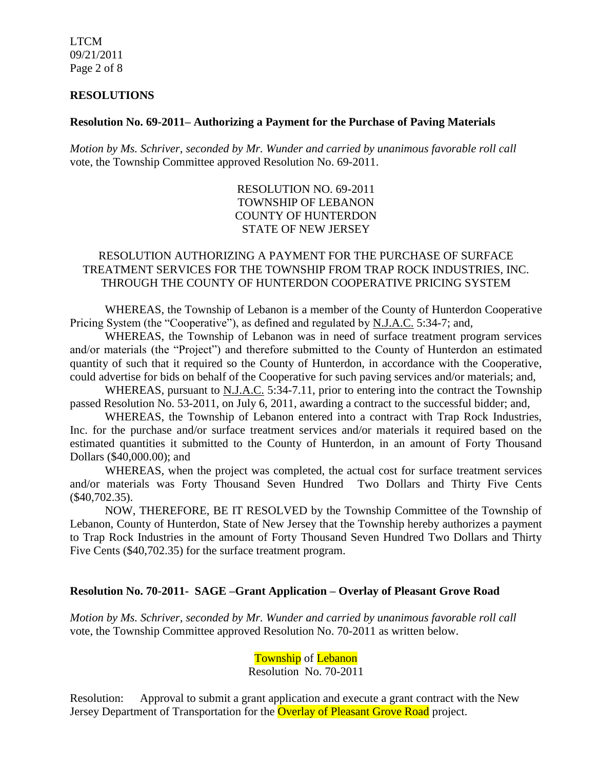## RESOLUTIONS

**Resolution No. 69-2011– Authorizing a Payment for the Purchase of Paving Materials**

*Motion by Ms. Schriver, seconded by Mr. Wunder and carried by unanimous favorable roll call* vote, the Township Committee approved Resolution No. 69-2011.

RESOLUTION NO. 69-2011
TOWNSHIP OF LEBANON
COUNTY OF HUNTERDON
STATE OF NEW JERSEY

RESOLUTION AUTHORIZING A PAYMENT FOR THE PURCHASE OF SURFACE TREATMENT SERVICES FOR THE TOWNSHIP FROM TRAP ROCK INDUSTRIES, INC. THROUGH THE COUNTY OF HUNTERDON COOPERATIVE PRICING SYSTEM

WHEREAS, the Township of Lebanon is a member of the County of Hunterdon Cooperative Pricing System (the "Cooperative"), as defined and regulated by N.J.A.C. 5:34-7; and,

WHEREAS, the Township of Lebanon was in need of surface treatment program services and/or materials (the "Project") and therefore submitted to the County of Hunterdon an estimated quantity of such that it required so the County of Hunterdon, in accordance with the Cooperative, could advertise for bids on behalf of the Cooperative for such paving services and/or materials; and,

WHEREAS, pursuant to N.J.A.C. 5:34-7.11, prior to entering into the contract the Township passed Resolution No. 53-2011, on July 6, 2011, awarding a contract to the successful bidder; and,

WHEREAS, the Township of Lebanon entered into a contract with Trap Rock Industries, Inc. for the purchase and/or surface treatment services and/or materials it required based on the estimated quantities it submitted to the County of Hunterdon, in an amount of Forty Thousand Dollars ($40,000.00); and

WHEREAS, when the project was completed, the actual cost for surface treatment services and/or materials was Forty Thousand Seven Hundred Two Dollars and Thirty Five Cents ($40,702.35).

NOW, THEREFORE, BE IT RESOLVED by the Township Committee of the Township of Lebanon, County of Hunterdon, State of New Jersey that the Township hereby authorizes a payment to Trap Rock Industries in the amount of Forty Thousand Seven Hundred Two Dollars and Thirty Five Cents ($40,702.35) for the surface treatment program.

**Resolution No. 70-2011- SAGE –Grant Application – Overlay of Pleasant Grove Road**

*Motion by Ms. Schriver, seconded by Mr. Wunder and carried by unanimous favorable roll call* vote, the Township Committee approved Resolution No. 70-2011 as written below.

Township of Lebanon
Resolution No. 70-2011

Resolution: Approval to submit a grant application and execute a grant contract with the New Jersey Department of Transportation for the Overlay of Pleasant Grove Road project.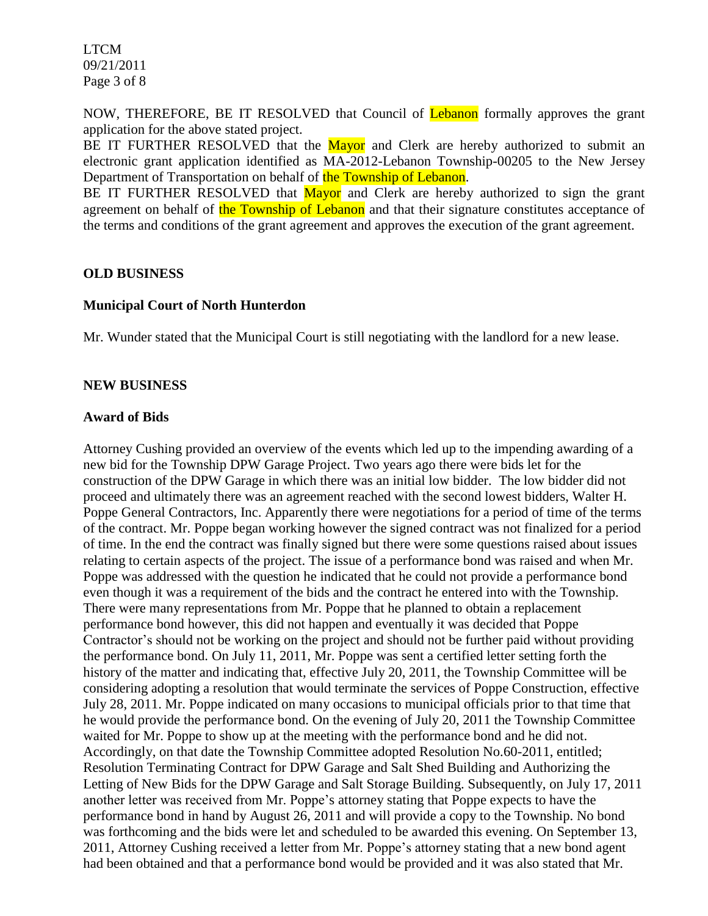NOW, THEREFORE, BE IT RESOLVED that Council of Lebanon formally approves the grant application for the above stated project.

BE IT FURTHER RESOLVED that the Mayor and Clerk are hereby authorized to submit an electronic grant application identified as MA-2012-Lebanon Township-00205 to the New Jersey Department of Transportation on behalf of the Township of Lebanon.

BE IT FURTHER RESOLVED that Mayor and Clerk are hereby authorized to sign the grant agreement on behalf of the Township of Lebanon and that their signature constitutes acceptance of the terms and conditions of the grant agreement and approves the execution of the grant agreement.

**OLD BUSINESS**

**Municipal Court of North Hunterdon**

Mr. Wunder stated that the Municipal Court is still negotiating with the landlord for a new lease.

**NEW BUSINESS**

**Award of Bids**

Attorney Cushing provided an overview of the events which led up to the impending awarding of a new bid for the Township DPW Garage Project. Two years ago there were bids let for the construction of the DPW Garage in which there was an initial low bidder. The low bidder did not proceed and ultimately there was an agreement reached with the second lowest bidders, Walter H. Poppe General Contractors, Inc. Apparently there were negotiations for a period of time of the terms of the contract. Mr. Poppe began working however the signed contract was not finalized for a period of time. In the end the contract was finally signed but there were some questions raised about issues relating to certain aspects of the project. The issue of a performance bond was raised and when Mr. Poppe was addressed with the question he indicated that he could not provide a performance bond even though it was a requirement of the bids and the contract he entered into with the Township. There were many representations from Mr. Poppe that he planned to obtain a replacement performance bond however, this did not happen and eventually it was decided that Poppe Contractor's should not be working on the project and should not be further paid without providing the performance bond. On July 11, 2011, Mr. Poppe was sent a certified letter setting forth the history of the matter and indicating that, effective July 20, 2011, the Township Committee will be considering adopting a resolution that would terminate the services of Poppe Construction, effective July 28, 2011. Mr. Poppe indicated on many occasions to municipal officials prior to that time that he would provide the performance bond. On the evening of July 20, 2011 the Township Committee waited for Mr. Poppe to show up at the meeting with the performance bond and he did not. Accordingly, on that date the Township Committee adopted Resolution No.60-2011, entitled; Resolution Terminating Contract for DPW Garage and Salt Shed Building and Authorizing the Letting of New Bids for the DPW Garage and Salt Storage Building. Subsequently, on July 17, 2011 another letter was received from Mr. Poppe's attorney stating that Poppe expects to have the performance bond in hand by August 26, 2011 and will provide a copy to the Township. No bond was forthcoming and the bids were let and scheduled to be awarded this evening. On September 13, 2011, Attorney Cushing received a letter from Mr. Poppe's attorney stating that a new bond agent had been obtained and that a performance bond would be provided and it was also stated that Mr.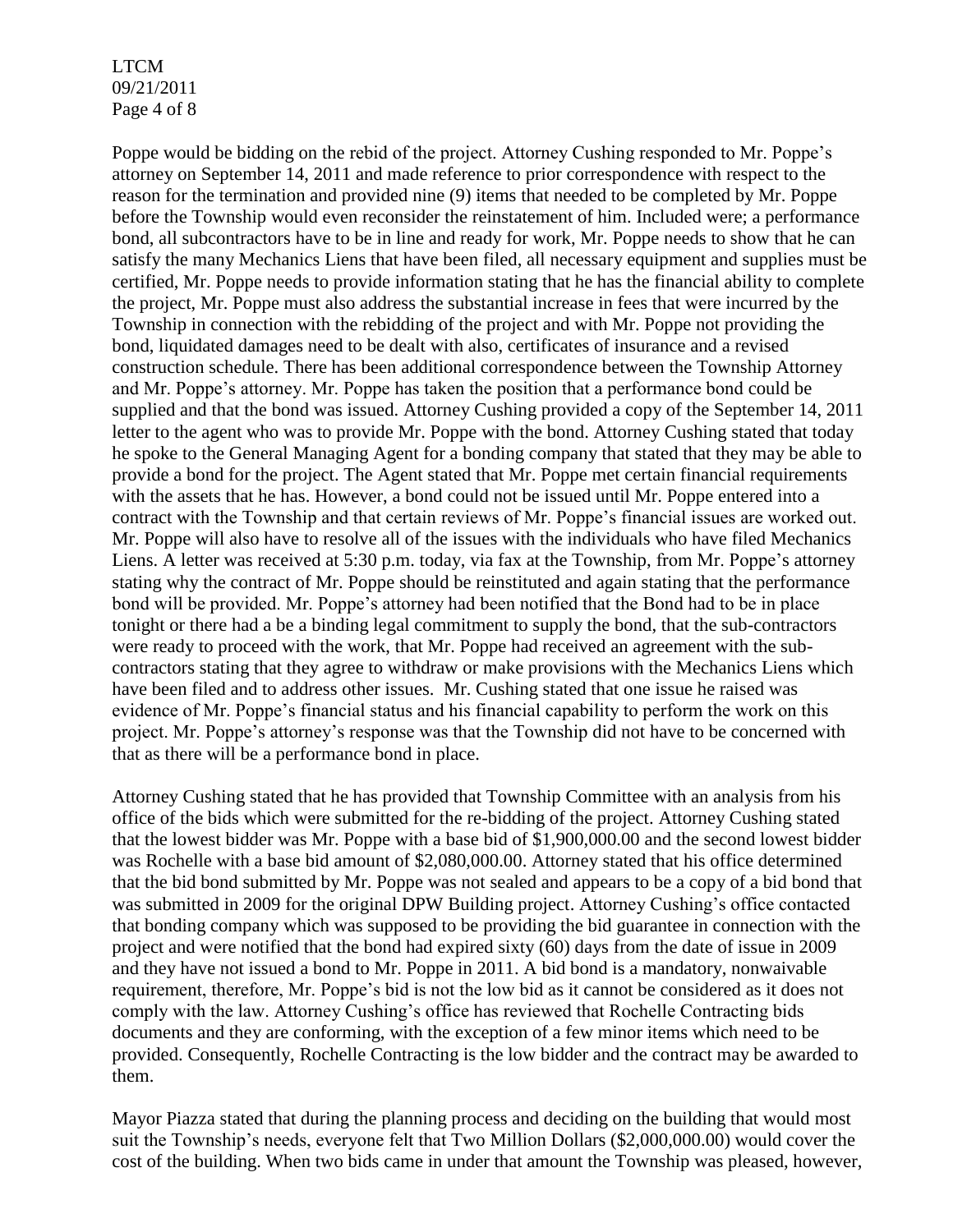Poppe would be bidding on the rebid of the project. Attorney Cushing responded to Mr. Poppe's attorney on September 14, 2011 and made reference to prior correspondence with respect to the reason for the termination and provided nine (9) items that needed to be completed by Mr. Poppe before the Township would even reconsider the reinstatement of him. Included were; a performance bond, all subcontractors have to be in line and ready for work, Mr. Poppe needs to show that he can satisfy the many Mechanics Liens that have been filed, all necessary equipment and supplies must be certified, Mr. Poppe needs to provide information stating that he has the financial ability to complete the project, Mr. Poppe must also address the substantial increase in fees that were incurred by the Township in connection with the rebidding of the project and with Mr. Poppe not providing the bond, liquidated damages need to be dealt with also, certificates of insurance and a revised construction schedule. There has been additional correspondence between the Township Attorney and Mr. Poppe's attorney. Mr. Poppe has taken the position that a performance bond could be supplied and that the bond was issued. Attorney Cushing provided a copy of the September 14, 2011 letter to the agent who was to provide Mr. Poppe with the bond. Attorney Cushing stated that today he spoke to the General Managing Agent for a bonding company that stated that they may be able to provide a bond for the project. The Agent stated that Mr. Poppe met certain financial requirements with the assets that he has. However, a bond could not be issued until Mr. Poppe entered into a contract with the Township and that certain reviews of Mr. Poppe's financial issues are worked out. Mr. Poppe will also have to resolve all of the issues with the individuals who have filed Mechanics Liens. A letter was received at 5:30 p.m. today, via fax at the Township, from Mr. Poppe's attorney stating why the contract of Mr. Poppe should be reinstituted and again stating that the performance bond will be provided. Mr. Poppe's attorney had been notified that the Bond had to be in place tonight or there had a be a binding legal commitment to supply the bond, that the sub-contractors were ready to proceed with the work, that Mr. Poppe had received an agreement with the sub-contractors stating that they agree to withdraw or make provisions with the Mechanics Liens which have been filed and to address other issues. Mr. Cushing stated that one issue he raised was evidence of Mr. Poppe's financial status and his financial capability to perform the work on this project. Mr. Poppe's attorney's response was that the Township did not have to be concerned with that as there will be a performance bond in place.

Attorney Cushing stated that he has provided that Township Committee with an analysis from his office of the bids which were submitted for the re-bidding of the project. Attorney Cushing stated that the lowest bidder was Mr. Poppe with a base bid of $1,900,000.00 and the second lowest bidder was Rochelle with a base bid amount of $2,080,000.00. Attorney stated that his office determined that the bid bond submitted by Mr. Poppe was not sealed and appears to be a copy of a bid bond that was submitted in 2009 for the original DPW Building project. Attorney Cushing's office contacted that bonding company which was supposed to be providing the bid guarantee in connection with the project and were notified that the bond had expired sixty (60) days from the date of issue in 2009 and they have not issued a bond to Mr. Poppe in 2011. A bid bond is a mandatory, nonwaivable requirement, therefore, Mr. Poppe's bid is not the low bid as it cannot be considered as it does not comply with the law. Attorney Cushing's office has reviewed that Rochelle Contracting bids documents and they are conforming, with the exception of a few minor items which need to be provided. Consequently, Rochelle Contracting is the low bidder and the contract may be awarded to them.

Mayor Piazza stated that during the planning process and deciding on the building that would most suit the Township's needs, everyone felt that Two Million Dollars ($2,000,000.00) would cover the cost of the building. When two bids came in under that amount the Township was pleased, however,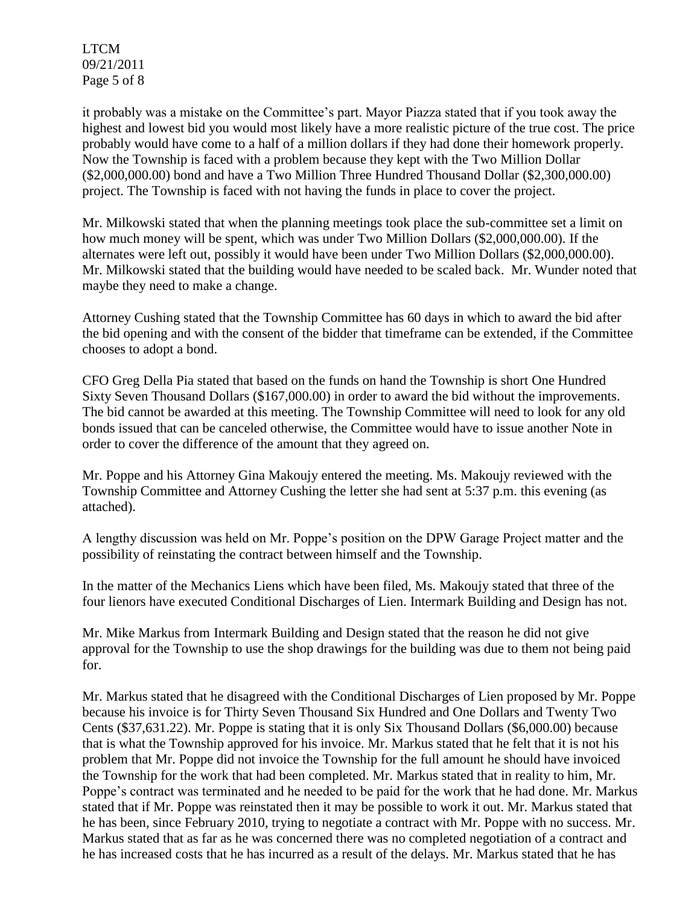it probably was a mistake on the Committee's part. Mayor Piazza stated that if you took away the highest and lowest bid you would most likely have a more realistic picture of the true cost. The price probably would have come to a half of a million dollars if they had done their homework properly. Now the Township is faced with a problem because they kept with the Two Million Dollar ($2,000,000.00) bond and have a Two Million Three Hundred Thousand Dollar ($2,300,000.00) project. The Township is faced with not having the funds in place to cover the project.

Mr. Milkowski stated that when the planning meetings took place the sub-committee set a limit on how much money will be spent, which was under Two Million Dollars ($2,000,000.00). If the alternates were left out, possibly it would have been under Two Million Dollars ($2,000,000.00). Mr. Milkowski stated that the building would have needed to be scaled back. Mr. Wunder noted that maybe they need to make a change.

Attorney Cushing stated that the Township Committee has 60 days in which to award the bid after the bid opening and with the consent of the bidder that timeframe can be extended, if the Committee chooses to adopt a bond.

CFO Greg Della Pia stated that based on the funds on hand the Township is short One Hundred Sixty Seven Thousand Dollars ($167,000.00) in order to award the bid without the improvements. The bid cannot be awarded at this meeting. The Township Committee will need to look for any old bonds issued that can be canceled otherwise, the Committee would have to issue another Note in order to cover the difference of the amount that they agreed on.

Mr. Poppe and his Attorney Gina Makoujy entered the meeting. Ms. Makoujy reviewed with the Township Committee and Attorney Cushing the letter she had sent at 5:37 p.m. this evening (as attached).

A lengthy discussion was held on Mr. Poppe's position on the DPW Garage Project matter and the possibility of reinstating the contract between himself and the Township.

In the matter of the Mechanics Liens which have been filed, Ms. Makoujy stated that three of the four lienors have executed Conditional Discharges of Lien. Intermark Building and Design has not.

Mr. Mike Markus from Intermark Building and Design stated that the reason he did not give approval for the Township to use the shop drawings for the building was due to them not being paid for.

Mr. Markus stated that he disagreed with the Conditional Discharges of Lien proposed by Mr. Poppe because his invoice is for Thirty Seven Thousand Six Hundred and One Dollars and Twenty Two Cents ($37,631.22). Mr. Poppe is stating that it is only Six Thousand Dollars ($6,000.00) because that is what the Township approved for his invoice. Mr. Markus stated that he felt that it is not his problem that Mr. Poppe did not invoice the Township for the full amount he should have invoiced the Township for the work that had been completed. Mr. Markus stated that in reality to him, Mr. Poppe's contract was terminated and he needed to be paid for the work that he had done. Mr. Markus stated that if Mr. Poppe was reinstated then it may be possible to work it out. Mr. Markus stated that he has been, since February 2010, trying to negotiate a contract with Mr. Poppe with no success. Mr. Markus stated that as far as he was concerned there was no completed negotiation of a contract and he has increased costs that he has incurred as a result of the delays. Mr. Markus stated that he has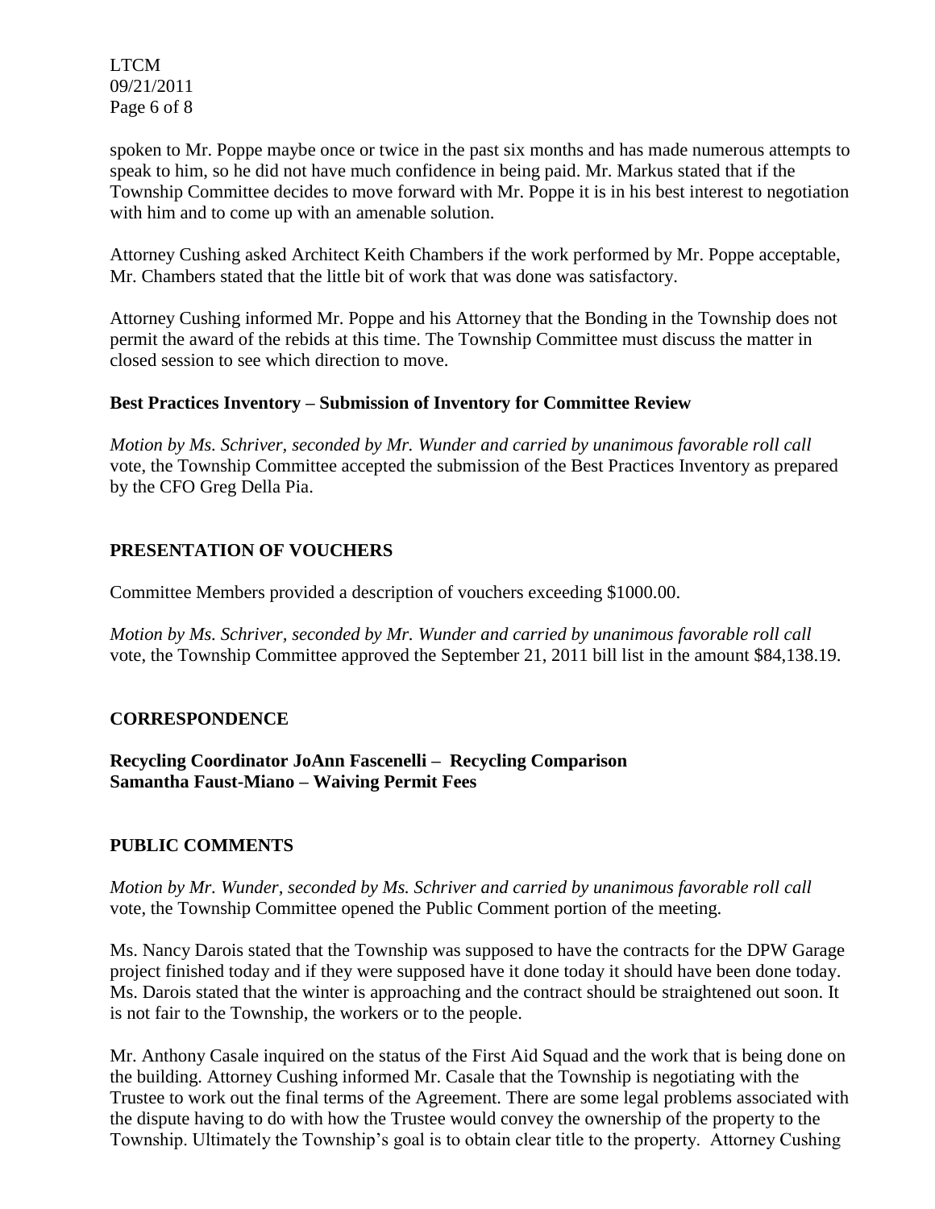spoken to Mr. Poppe maybe once or twice in the past six months and has made numerous attempts to speak to him, so he did not have much confidence in being paid. Mr. Markus stated that if the Township Committee decides to move forward with Mr. Poppe it is in his best interest to negotiation with him and to come up with an amenable solution.

Attorney Cushing asked Architect Keith Chambers if the work performed by Mr. Poppe acceptable, Mr. Chambers stated that the little bit of work that was done was satisfactory.

Attorney Cushing informed Mr. Poppe and his Attorney that the Bonding in the Township does not permit the award of the rebids at this time. The Township Committee must discuss the matter in closed session to see which direction to move.

**Best Practices Inventory – Submission of Inventory for Committee Review**

*Motion by Ms. Schriver, seconded by Mr. Wunder and carried by unanimous favorable roll call* vote, the Township Committee accepted the submission of the Best Practices Inventory as prepared by the CFO Greg Della Pia.

## PRESENTATION OF VOUCHERS

Committee Members provided a description of vouchers exceeding $1000.00.

*Motion by Ms. Schriver, seconded by Mr. Wunder and carried by unanimous favorable roll call* vote, the Township Committee approved the September 21, 2011 bill list in the amount $84,138.19.

## CORRESPONDENCE

**Recycling Coordinator JoAnn Fascenelli – Recycling Comparison**
**Samantha Faust-Miano – Waiving Permit Fees**

## PUBLIC COMMENTS

*Motion by Mr. Wunder, seconded by Ms. Schriver and carried by unanimous favorable roll call* vote, the Township Committee opened the Public Comment portion of the meeting.

Ms. Nancy Darois stated that the Township was supposed to have the contracts for the DPW Garage project finished today and if they were supposed have it done today it should have been done today. Ms. Darois stated that the winter is approaching and the contract should be straightened out soon. It is not fair to the Township, the workers or to the people.

Mr. Anthony Casale inquired on the status of the First Aid Squad and the work that is being done on the building. Attorney Cushing informed Mr. Casale that the Township is negotiating with the Trustee to work out the final terms of the Agreement. There are some legal problems associated with the dispute having to do with how the Trustee would convey the ownership of the property to the Township. Ultimately the Township's goal is to obtain clear title to the property. Attorney Cushing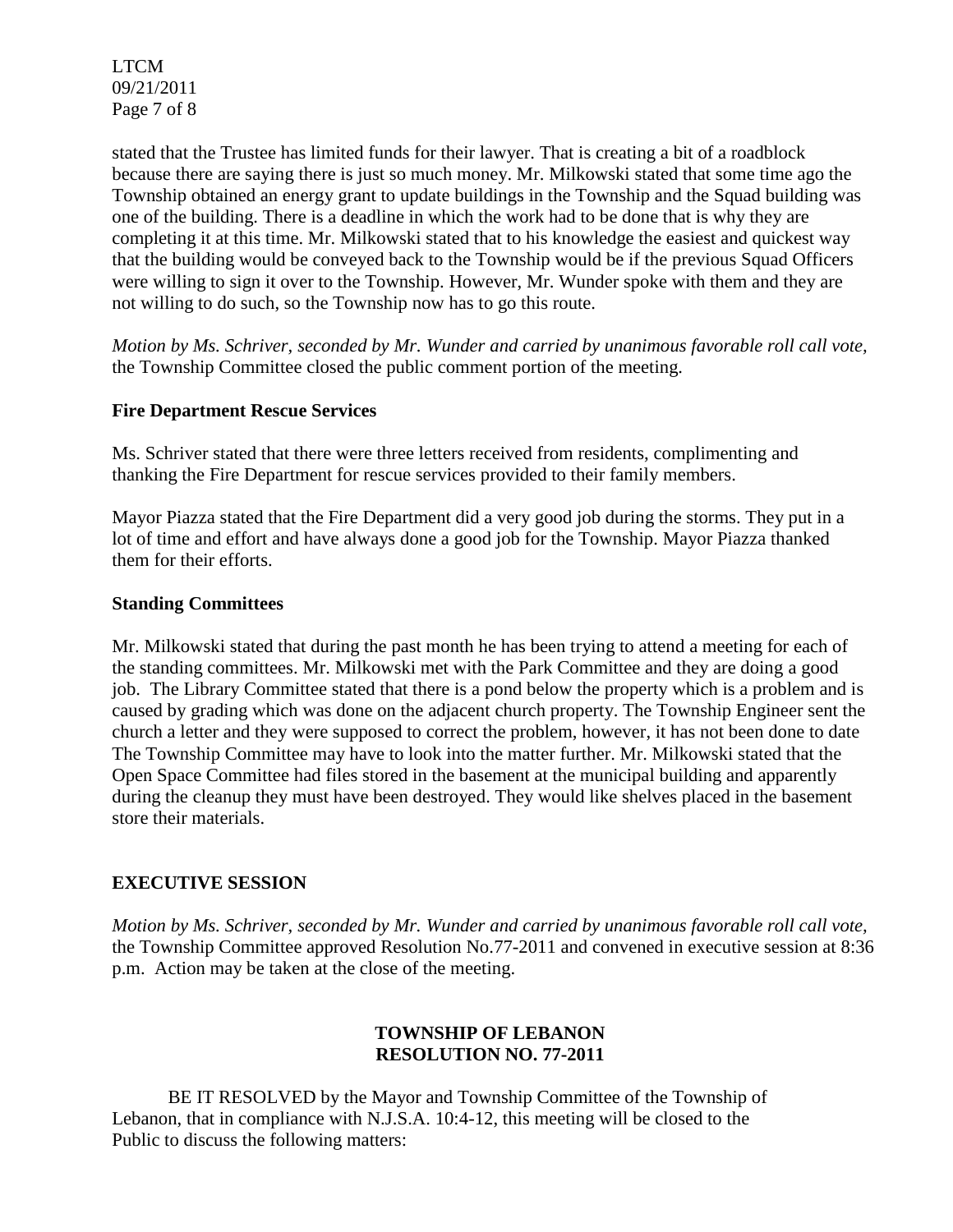stated that the Trustee has limited funds for their lawyer. That is creating a bit of a roadblock because there are saying there is just so much money. Mr. Milkowski stated that some time ago the Township obtained an energy grant to update buildings in the Township and the Squad building was one of the building. There is a deadline in which the work had to be done that is why they are completing it at this time. Mr. Milkowski stated that to his knowledge the easiest and quickest way that the building would be conveyed back to the Township would be if the previous Squad Officers were willing to sign it over to the Township. However, Mr. Wunder spoke with them and they are not willing to do such, so the Township now has to go this route.

*Motion by Ms. Schriver, seconded by Mr. Wunder and carried by unanimous favorable roll call vote,* the Township Committee closed the public comment portion of the meeting.

**Fire Department Rescue Services**

Ms. Schriver stated that there were three letters received from residents, complimenting and thanking the Fire Department for rescue services provided to their family members.

Mayor Piazza stated that the Fire Department did a very good job during the storms. They put in a lot of time and effort and have always done a good job for the Township. Mayor Piazza thanked them for their efforts.

**Standing Committees**

Mr. Milkowski stated that during the past month he has been trying to attend a meeting for each of the standing committees. Mr. Milkowski met with the Park Committee and they are doing a good job. The Library Committee stated that there is a pond below the property which is a problem and is caused by grading which was done on the adjacent church property. The Township Engineer sent the church a letter and they were supposed to correct the problem, however, it has not been done to date The Township Committee may have to look into the matter further. Mr. Milkowski stated that the Open Space Committee had files stored in the basement at the municipal building and apparently during the cleanup they must have been destroyed. They would like shelves placed in the basement store their materials.

**EXECUTIVE SESSION**

*Motion by Ms. Schriver, seconded by Mr. Wunder and carried by unanimous favorable roll call vote,* the Township Committee approved Resolution No.77-2011 and convened in executive session at 8:36 p.m. Action may be taken at the close of the meeting.

**TOWNSHIP OF LEBANON**
**RESOLUTION NO. 77-2011**

BE IT RESOLVED by the Mayor and Township Committee of the Township of Lebanon, that in compliance with N.J.S.A. 10:4-12, this meeting will be closed to the Public to discuss the following matters: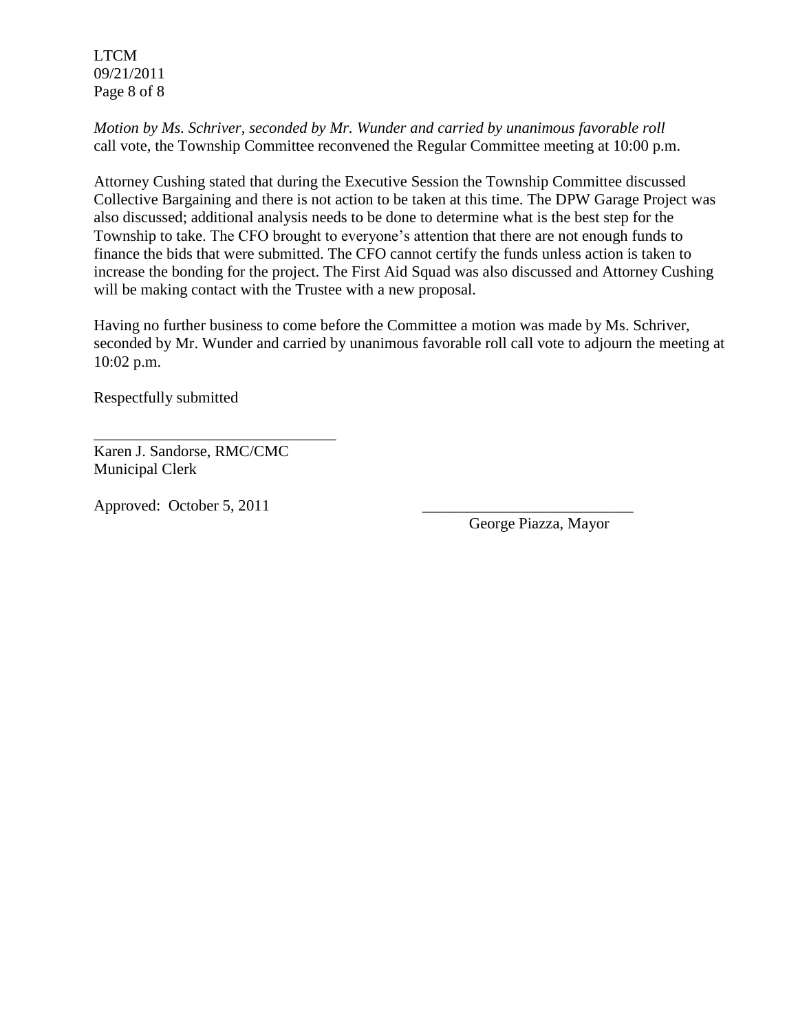*Motion by Ms. Schriver, seconded by Mr. Wunder and carried by unanimous favorable roll* call vote, the Township Committee reconvened the Regular Committee meeting at 10:00 p.m.

Attorney Cushing stated that during the Executive Session the Township Committee discussed Collective Bargaining and there is not action to be taken at this time. The DPW Garage Project was also discussed; additional analysis needs to be done to determine what is the best step for the Township to take. The CFO brought to everyone's attention that there are not enough funds to finance the bids that were submitted. The CFO cannot certify the funds unless action is taken to increase the bonding for the project. The First Aid Squad was also discussed and Attorney Cushing will be making contact with the Trustee with a new proposal.

Having no further business to come before the Committee a motion was made by Ms. Schriver, seconded by Mr. Wunder and carried by unanimous favorable roll call vote to adjourn the meeting at 10:02 p.m.

Respectfully submitted

\_\_\_\_\_\_\_\_\_\_\_\_\_\_\_\_\_\_\_\_\_\_\_\_\_\_\_\_\_\_

Karen J. Sandorse, RMC/CMC
Municipal Clerk

Approved: October 5, 2011

\_\_\_\_\_\_\_\_\_\_\_\_\_\_\_\_\_\_\_\_\_\_\_\_\_\_\_\_

George Piazza, Mayor